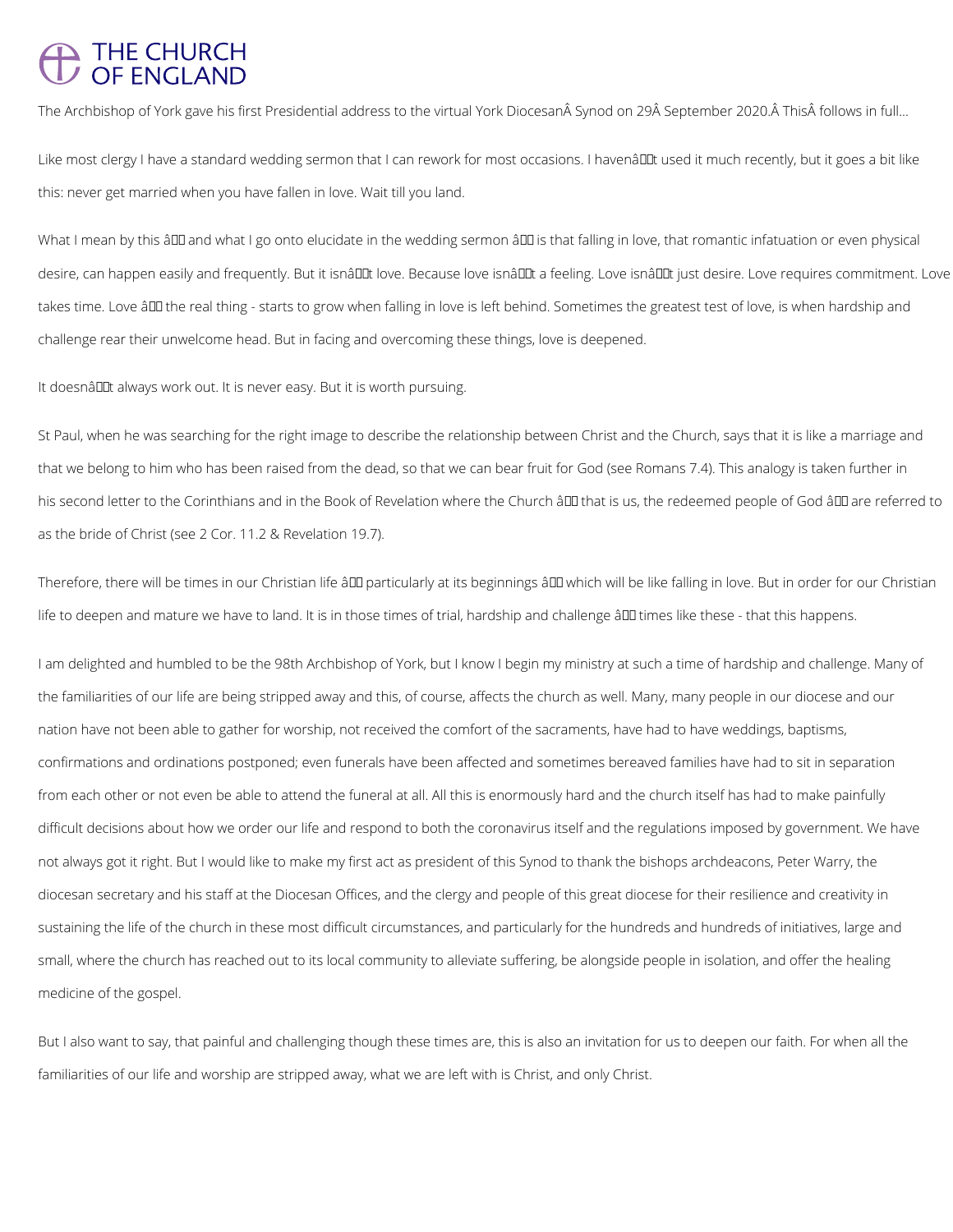# THE CHURCH OF ENGLAND

The Archbishop of York gave his first Presidential address to the virtual York Diocesan Synod on 29 September 2020. This follows in full...

Like most clergy I have a standard wedding sermon that I can rework for most occasions. I haven’t used it much recently, but it goes a bit like this: never get married when you have fallen in love. Wait till you land.

What I mean by this – and what I go onto elucidate in the wedding sermon – is that falling in love, that romantic infatuation or even physical desire, can happen easily and frequently. But it isn’t love. Because love isn’t a feeling. Love isn’t just desire. Love requires commitment. Love takes time. Love – the real thing - starts to grow when falling in love is left behind. Sometimes the greatest test of love, is when hardship and challenge rear their unwelcome head. But in facing and overcoming these things, love is deepened.

It doesn’t always work out. It is never easy. But it is worth pursuing.

St Paul, when he was searching for the right image to describe the relationship between Christ and the Church, says that it is like a marriage and that we belong to him who has been raised from the dead, so that we can bear fruit for God (see Romans 7.4). This analogy is taken further in his second letter to the Corinthians and in the Book of Revelation where the Church – that is us, the redeemed people of God – are referred to as the bride of Christ (see 2 Cor. 11.2 & Revelation 19.7).

Therefore, there will be times in our Christian life – particularly at its beginnings – which will be like falling in love. But in order for our Christian life to deepen and mature we have to land. It is in those times of trial, hardship and challenge – times like these - that this happens.

I am delighted and humbled to be the 98th Archbishop of York, but I know I begin my ministry at such a time of hardship and challenge. Many of the familiarities of our life are being stripped away and this, of course, affects the church as well. Many, many people in our diocese and our nation have not been able to gather for worship, not received the comfort of the sacraments, have had to have weddings, baptisms, confirmations and ordinations postponed; even funerals have been affected and sometimes bereaved families have had to sit in separation from each other or not even be able to attend the funeral at all. All this is enormously hard and the church itself has had to make painfully difficult decisions about how we order our life and respond to both the coronavirus itself and the regulations imposed by government. We have not always got it right. But I would like to make my first act as president of this Synod to thank the bishops archdeacons, Peter Warry, the diocesan secretary and his staff at the Diocesan Offices, and the clergy and people of this great diocese for their resilience and creativity in sustaining the life of the church in these most difficult circumstances, and particularly for the hundreds and hundreds of initiatives, large and small, where the church has reached out to its local community to alleviate suffering, be alongside people in isolation, and offer the healing medicine of the gospel.

But I also want to say, that painful and challenging though these times are, this is also an invitation for us to deepen our faith. For when all the familiarities of our life and worship are stripped away, what we are left with is Christ, and only Christ.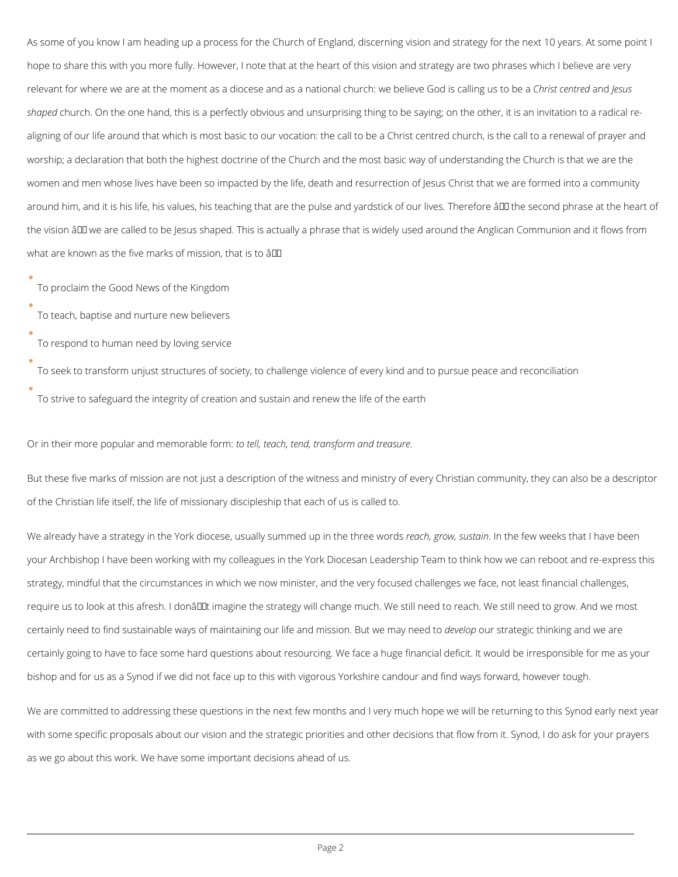As some of you know I am heading up a process for the Church of England, discerning vision and strategy for the next 10 years. At some point I hope to share this with you more fully. However, I note that at the heart of this vision and strategy are two phrases which I believe are very relevant for where we are at the moment as a diocese and as a national church: we believe God is calling us to be a *Christ centred* and *Jesus shaped* church. On the one hand, this is a perfectly obvious and unsurprising thing to be saying; on the other, it is an invitation to a radical re-aligning of our life around that which is most basic to our vocation: the call to be a Christ centred church, is the call to a renewal of prayer and worship; a declaration that both the highest doctrine of the Church and the most basic way of understanding the Church is that we are the women and men whose lives have been so impacted by the life, death and resurrection of Jesus Christ that we are formed into a community around him, and it is his life, his values, his teaching that are the pulse and yardstick of our lives. Therefore â the second phrase at the heart of the vision â we are called to be Jesus shaped. This is actually a phrase that is widely used around the Anglican Communion and it flows from what are known as the five marks of mission, that is to â

- To proclaim the Good News of the Kingdom
- To teach, baptise and nurture new believers
- To respond to human need by loving service
- To seek to transform unjust structures of society, to challenge violence of every kind and to pursue peace and reconciliation
- To strive to safeguard the integrity of creation and sustain and renew the life of the earth

Or in their more popular and memorable form: *to tell, teach, tend, transform and treasure*.

But these five marks of mission are not just a description of the witness and ministry of every Christian community, they can also be a descriptor of the Christian life itself, the life of missionary discipleship that each of us is called to.

We already have a strategy in the York diocese, usually summed up in the three words *reach, grow, sustain*. In the few weeks that I have been your Archbishop I have been working with my colleagues in the York Diocesan Leadership Team to think how we can reboot and re-express this strategy, mindful that the circumstances in which we now minister, and the very focused challenges we face, not least financial challenges, require us to look at this afresh. I donât imagine the strategy will change much. We still need to reach. We still need to grow. And we most certainly need to find sustainable ways of maintaining our life and mission. But we may need to *develop* our strategic thinking and we are certainly going to have to face some hard questions about resourcing. We face a huge financial deficit. It would be irresponsible for me as your bishop and for us as a Synod if we did not face up to this with vigorous Yorkshire candour and find ways forward, however tough.

We are committed to addressing these questions in the next few months and I very much hope we will be returning to this Synod early next year with some specific proposals about our vision and the strategic priorities and other decisions that flow from it. Synod, I do ask for your prayers as we go about this work. We have some important decisions ahead of us.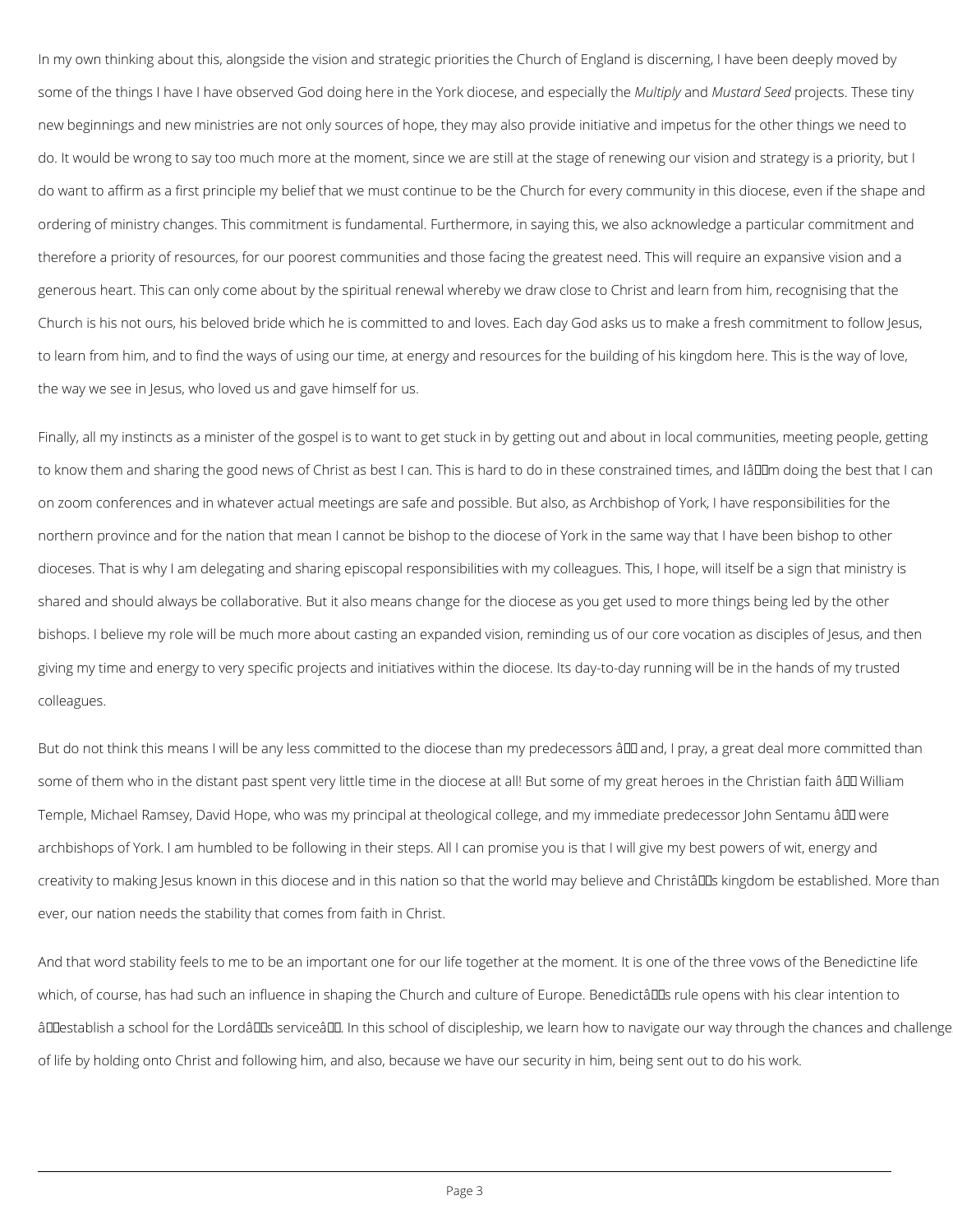In my own thinking about this, alongside the vision and strategic priorities the Church of England is discerning, I have been deeply moved by some of the things I have I have observed God doing here in the York diocese, and especially the *Multiply* and *Mustard Seed* projects. These tiny new beginnings and new ministries are not only sources of hope, they may also provide initiative and impetus for the other things we need to do. It would be wrong to say too much more at the moment, since we are still at the stage of renewing our vision and strategy is a priority, but I do want to affirm as a first principle my belief that we must continue to be the Church for every community in this diocese, even if the shape and ordering of ministry changes. This commitment is fundamental. Furthermore, in saying this, we also acknowledge a particular commitment and therefore a priority of resources, for our poorest communities and those facing the greatest need. This will require an expansive vision and a generous heart. This can only come about by the spiritual renewal whereby we draw close to Christ and learn from him, recognising that the Church is his not ours, his beloved bride which he is committed to and loves. Each day God asks us to make a fresh commitment to follow Jesus, to learn from him, and to find the ways of using our time, at energy and resources for the building of his kingdom here. This is the way of love, the way we see in Jesus, who loved us and gave himself for us.

Finally, all my instincts as a minister of the gospel is to want to get stuck in by getting out and about in local communities, meeting people, getting to know them and sharing the good news of Christ as best I can. This is hard to do in these constrained times, and I'm doing the best that I can on zoom conferences and in whatever actual meetings are safe and possible. But also, as Archbishop of York, I have responsibilities for the northern province and for the nation that mean I cannot be bishop to the diocese of York in the same way that I have been bishop to other dioceses. That is why I am delegating and sharing episcopal responsibilities with my colleagues. This, I hope, will itself be a sign that ministry is shared and should always be collaborative. But it also means change for the diocese as you get used to more things being led by the other bishops. I believe my role will be much more about casting an expanded vision, reminding us of our core vocation as disciples of Jesus, and then giving my time and energy to very specific projects and initiatives within the diocese. Its day-to-day running will be in the hands of my trusted colleagues.

But do not think this means I will be any less committed to the diocese than my predecessors – and, I pray, a great deal more committed than some of them who in the distant past spent very little time in the diocese at all! But some of my great heroes in the Christian faith – William Temple, Michael Ramsey, David Hope, who was my principal at theological college, and my immediate predecessor John Sentamu – were archbishops of York. I am humbled to be following in their steps. All I can promise you is that I will give my best powers of wit, energy and creativity to making Jesus known in this diocese and in this nation so that the world may believe and Christ's kingdom be established. More than ever, our nation needs the stability that comes from faith in Christ.

And that word stability feels to me to be an important one for our life together at the moment. It is one of the three vows of the Benedictine life which, of course, has had such an influence in shaping the Church and culture of Europe. Benedict's rule opens with his clear intention to "establish a school for the Lord's service". In this school of discipleship, we learn how to navigate our way through the chances and challenge of life by holding onto Christ and following him, and also, because we have our security in him, being sent out to do his work.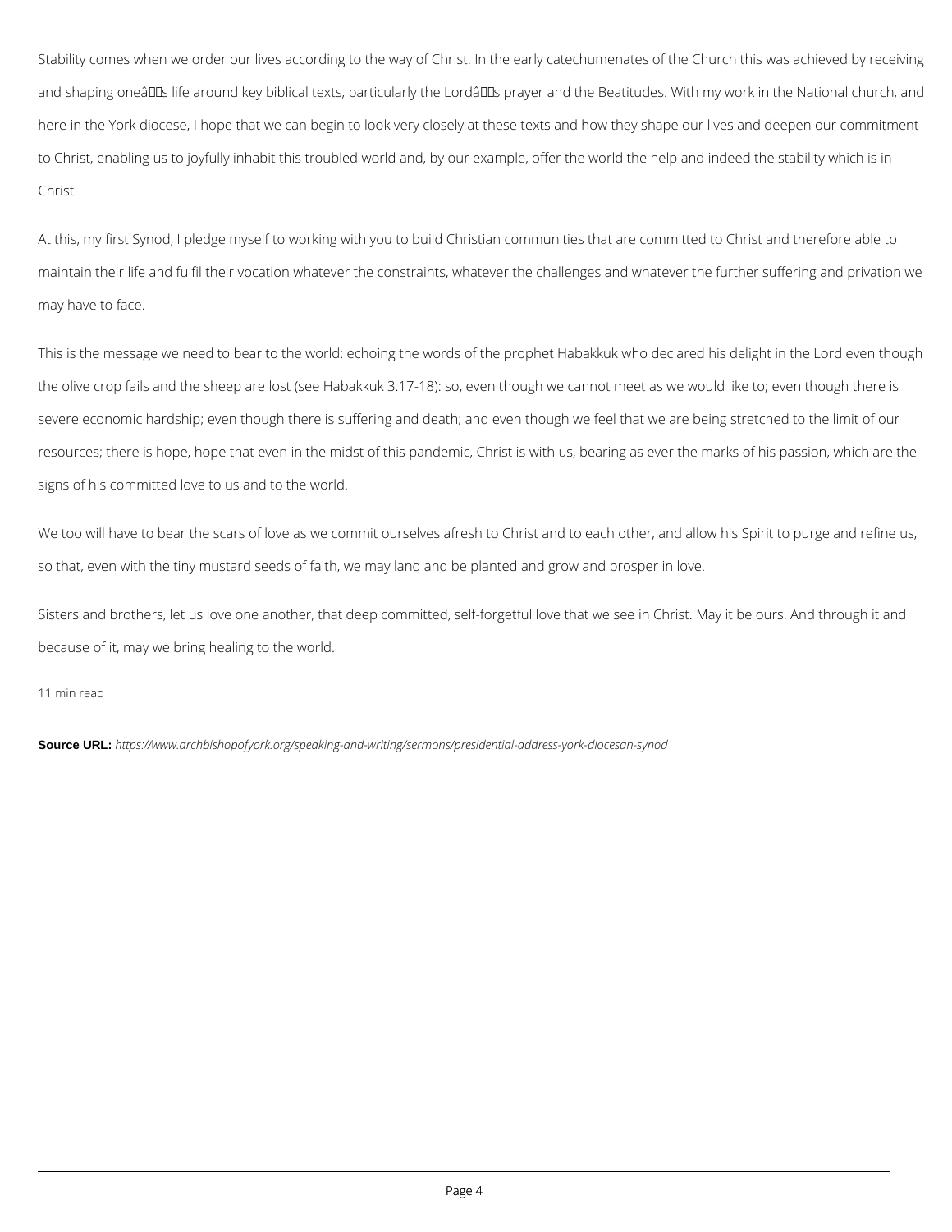Stability comes when we order our lives according to the way of Christ. In the early catechumenates of the Church this was achieved by receiving and shaping oneâs life around key biblical texts, particularly the Lordâs prayer and the Beatitudes. With my work in the National church, and here in the York diocese, I hope that we can begin to look very closely at these texts and how they shape our lives and deepen our commitment to Christ, enabling us to joyfully inhabit this troubled world and, by our example, offer the world the help and indeed the stability which is in Christ.

At this, my first Synod, I pledge myself to working with you to build Christian communities that are committed to Christ and therefore able to maintain their life and fulfil their vocation whatever the constraints, whatever the challenges and whatever the further suffering and privation we may have to face.

This is the message we need to bear to the world: echoing the words of the prophet Habakkuk who declared his delight in the Lord even though the olive crop fails and the sheep are lost (see Habakkuk 3.17-18): so, even though we cannot meet as we would like to; even though there is severe economic hardship; even though there is suffering and death; and even though we feel that we are being stretched to the limit of our resources; there is hope, hope that even in the midst of this pandemic, Christ is with us, bearing as ever the marks of his passion, which are the signs of his committed love to us and to the world.

We too will have to bear the scars of love as we commit ourselves afresh to Christ and to each other, and allow his Spirit to purge and refine us, so that, even with the tiny mustard seeds of faith, we may land and be planted and grow and prosper in love.

Sisters and brothers, let us love one another, that deep committed, self-forgetful love that we see in Christ. May it be ours. And through it and because of it, may we bring healing to the world.

11 min read

**Source URL:** *https://www.archbishopofyork.org/speaking-and-writing/sermons/presidential-address-york-diocesan-synod*